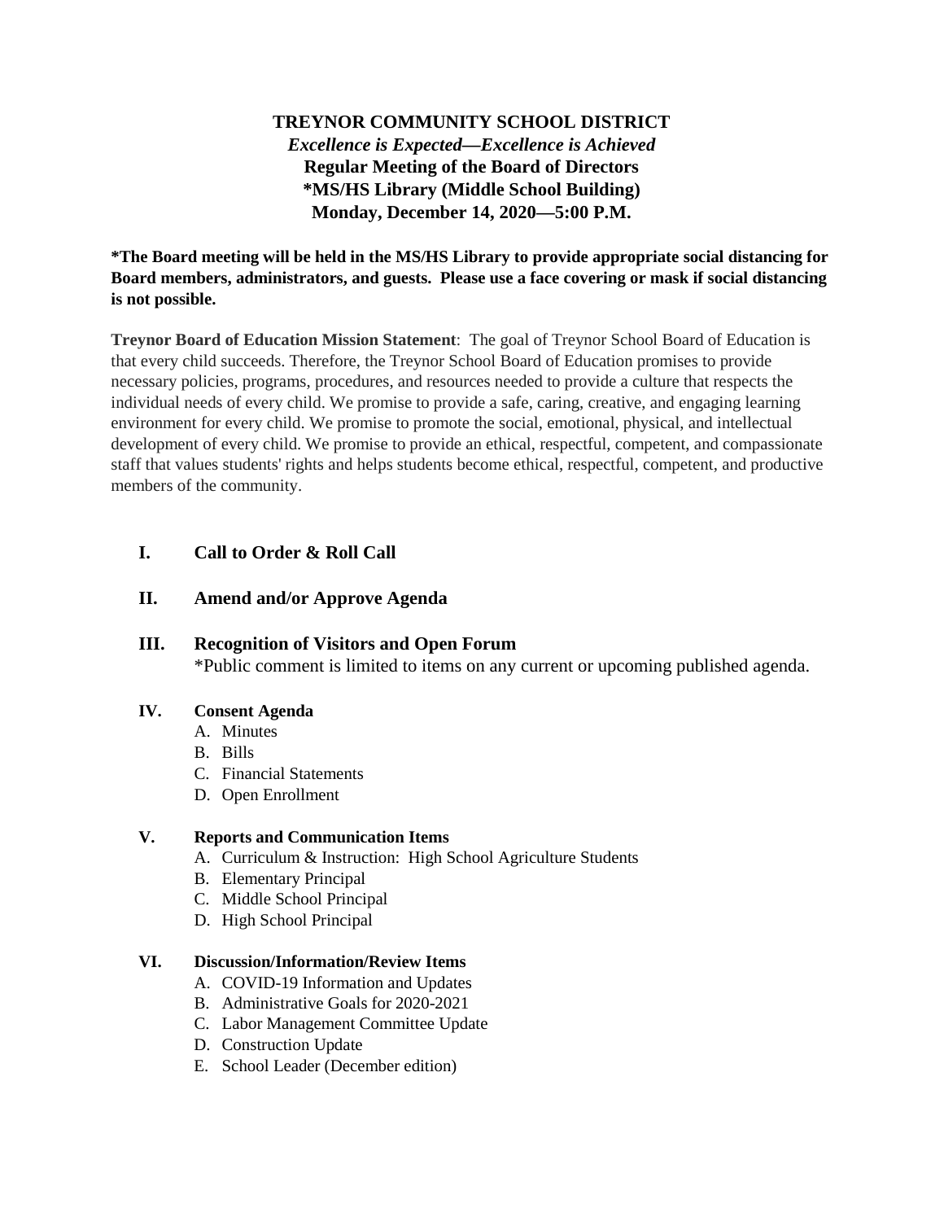**TREYNOR COMMUNITY SCHOOL DISTRICT**
***Excellence is Expected—Excellence is Achieved***
**Regular Meeting of the Board of Directors**
***MS/HS Library (Middle School Building)**
**Monday, December 14, 2020—5:00 P.M.**

**\*The Board meeting will be held in the MS/HS Library to provide appropriate social distancing for Board members, administrators, and guests. Please use a face covering or mask if social distancing is not possible.**

**Treynor Board of Education Mission Statement**: The goal of Treynor School Board of Education is that every child succeeds. Therefore, the Treynor School Board of Education promises to provide necessary policies, programs, procedures, and resources needed to provide a culture that respects the individual needs of every child. We promise to provide a safe, caring, creative, and engaging learning environment for every child. We promise to promote the social, emotional, physical, and intellectual development of every child. We promise to provide an ethical, respectful, competent, and compassionate staff that values students' rights and helps students become ethical, respectful, competent, and productive members of the community.

## I. Call to Order & Roll Call

## II. Amend and/or Approve Agenda

## III. Recognition of Visitors and Open Forum

*Public comment is limited to items on any current or upcoming published agenda.

### IV. Consent Agenda

A. Minutes
B. Bills
C. Financial Statements
D. Open Enrollment

### V. Reports and Communication Items

A. Curriculum & Instruction: High School Agriculture Students
B. Elementary Principal
C. Middle School Principal
D. High School Principal

### VI. Discussion/Information/Review Items

A. COVID-19 Information and Updates
B. Administrative Goals for 2020-2021
C. Labor Management Committee Update
D. Construction Update
E. School Leader (December edition)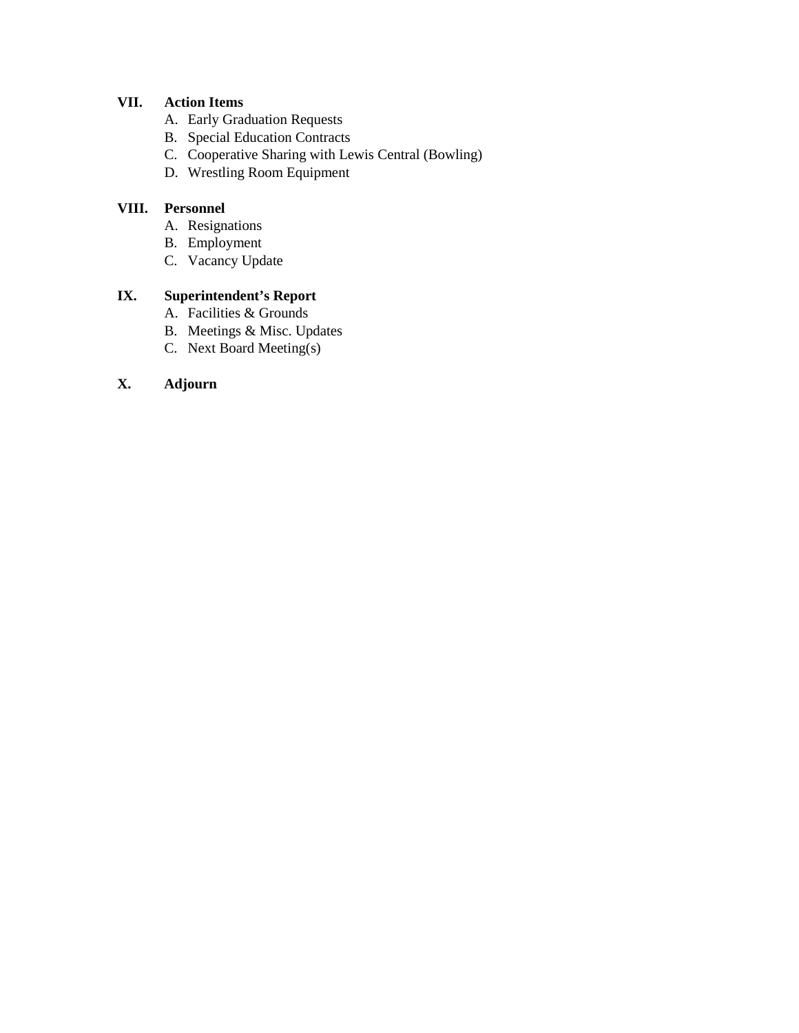**VII. Action Items**

A. Early Graduation Requests
B. Special Education Contracts
C. Cooperative Sharing with Lewis Central (Bowling)
D. Wrestling Room Equipment

**VIII. Personnel**

A. Resignations
B. Employment
C. Vacancy Update

**IX. Superintendent's Report**

A. Facilities & Grounds
B. Meetings & Misc. Updates
C. Next Board Meeting(s)

**X. Adjourn**